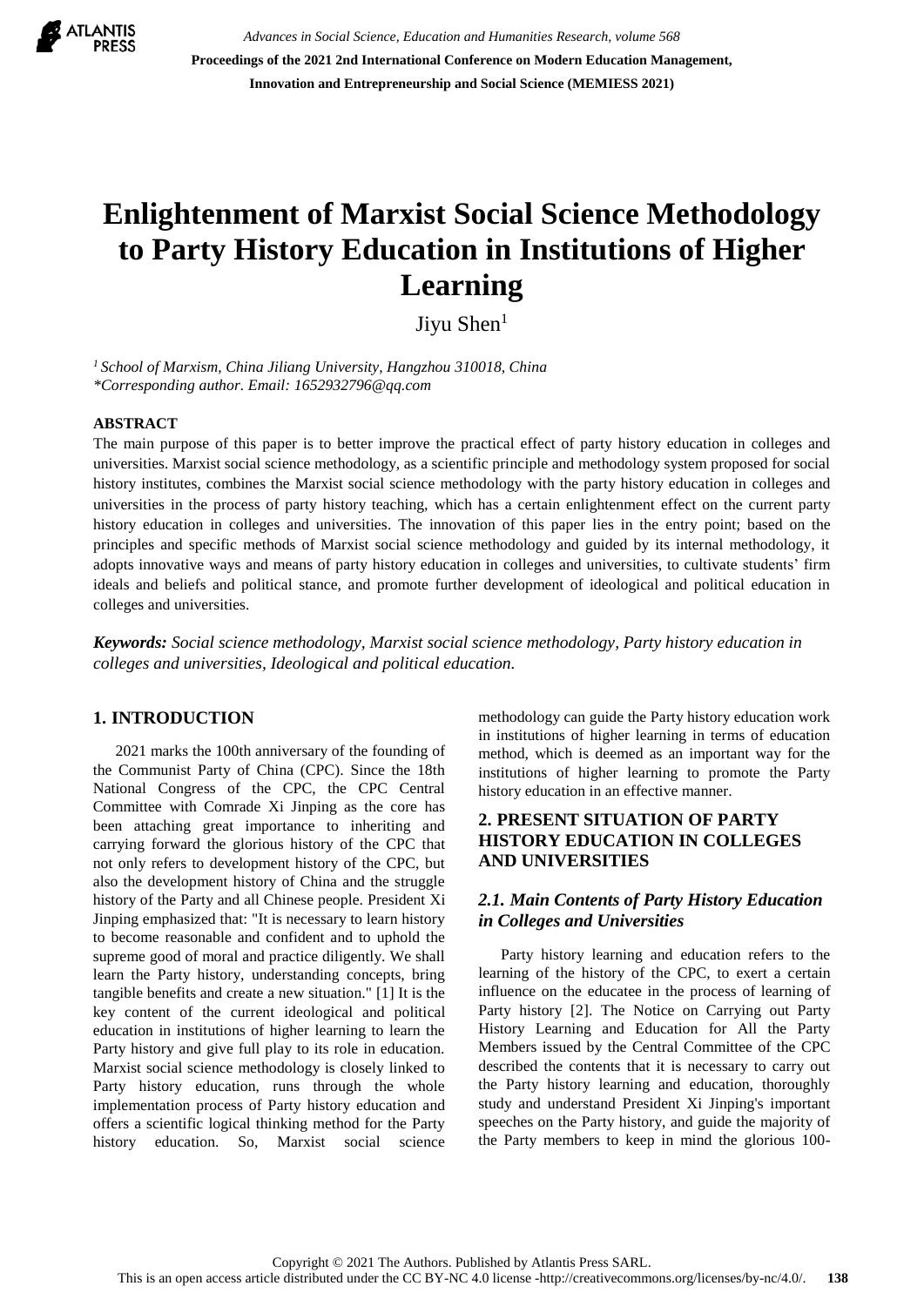# Enlightenment of Marxist Social Science Methodology to Party History Education in Institutions of Higher Learning

Jiyu Shen[1]

[1] *School of Marxism, China Jiliang University, Hangzhou 310018, China*
*\*Corresponding author. Email: 1652932796@qq.com*

## ABSTRACT

The main purpose of this paper is to better improve the practical effect of party history education in colleges and universities. Marxist social science methodology, as a scientific principle and methodology system proposed for social history institutes, combines the Marxist social science methodology with the party history education in colleges and universities in the process of party history teaching, which has a certain enlightenment effect on the current party history education in colleges and universities. The innovation of this paper lies in the entry point; based on the principles and specific methods of Marxist social science methodology and guided by its internal methodology, it adopts innovative ways and means of party history education in colleges and universities, to cultivate students' firm ideals and beliefs and political stance, and promote further development of ideological and political education in colleges and universities.

***Keywords:*** *Social science methodology, Marxist social science methodology, Party history education in colleges and universities, Ideological and political education.*

## 1. INTRODUCTION

2021 marks the 100th anniversary of the founding of the Communist Party of China (CPC). Since the 18th National Congress of the CPC, the CPC Central Committee with Comrade Xi Jinping as the core has been attaching great importance to inheriting and carrying forward the glorious history of the CPC that not only refers to development history of the CPC, but also the development history of China and the struggle history of the Party and all Chinese people. President Xi Jinping emphasized that: "It is necessary to learn history to become reasonable and confident and to uphold the supreme good of moral and practice diligently. We shall learn the Party history, understanding concepts, bring tangible benefits and create a new situation." [1] It is the key content of the current ideological and political education in institutions of higher learning to learn the Party history and give full play to its role in education. Marxist social science methodology is closely linked to Party history education, runs through the whole implementation process of Party history education and offers a scientific logical thinking method for the Party history education. So, Marxist social science methodology can guide the Party history education work in institutions of higher learning in terms of education method, which is deemed as an important way for the institutions of higher learning to promote the Party history education in an effective manner.

## 2. PRESENT SITUATION OF PARTY HISTORY EDUCATION IN COLLEGES AND UNIVERSITIES

### *2.1. Main Contents of Party History Education in Colleges and Universities*

Party history learning and education refers to the learning of the history of the CPC, to exert a certain influence on the educatee in the process of learning of Party history [2]. The Notice on Carrying out Party History Learning and Education for All the Party Members issued by the Central Committee of the CPC described the contents that it is necessary to carry out the Party history learning and education, thoroughly study and understand President Xi Jinping's important speeches on the Party history, and guide the majority of the Party members to keep in mind the glorious 100-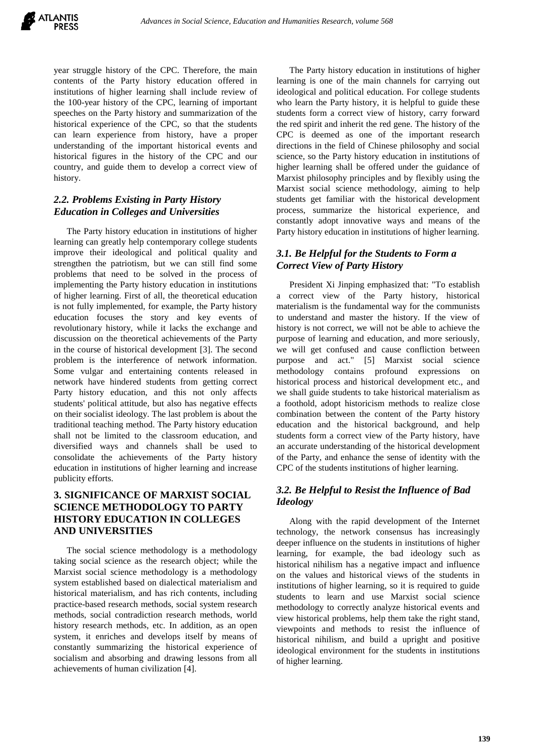year struggle history of the CPC. Therefore, the main contents of the Party history education offered in institutions of higher learning shall include review of the 100-year history of the CPC, learning of important speeches on the Party history and summarization of the historical experience of the CPC, so that the students can learn experience from history, have a proper understanding of the important historical events and historical figures in the history of the CPC and our country, and guide them to develop a correct view of history.

### *2.2. Problems Existing in Party History Education in Colleges and Universities*

The Party history education in institutions of higher learning can greatly help contemporary college students improve their ideological and political quality and strengthen the patriotism, but we can still find some problems that need to be solved in the process of implementing the Party history education in institutions of higher learning. First of all, the theoretical education is not fully implemented, for example, the Party history education focuses the story and key events of revolutionary history, while it lacks the exchange and discussion on the theoretical achievements of the Party in the course of historical development [3]. The second problem is the interference of network information. Some vulgar and entertaining contents released in network have hindered students from getting correct Party history education, and this not only affects students' political attitude, but also has negative effects on their socialist ideology. The last problem is about the traditional teaching method. The Party history education shall not be limited to the classroom education, and diversified ways and channels shall be used to consolidate the achievements of the Party history education in institutions of higher learning and increase publicity efforts.

## 3. SIGNIFICANCE OF MARXIST SOCIAL SCIENCE METHODOLOGY TO PARTY HISTORY EDUCATION IN COLLEGES AND UNIVERSITIES

The social science methodology is a methodology taking social science as the research object; while the Marxist social science methodology is a methodology system established based on dialectical materialism and historical materialism, and has rich contents, including practice-based research methods, social system research methods, social contradiction research methods, world history research methods, etc. In addition, as an open system, it enriches and develops itself by means of constantly summarizing the historical experience of socialism and absorbing and drawing lessons from all achievements of human civilization [4].

The Party history education in institutions of higher learning is one of the main channels for carrying out ideological and political education. For college students who learn the Party history, it is helpful to guide these students form a correct view of history, carry forward the red spirit and inherit the red gene. The history of the CPC is deemed as one of the important research directions in the field of Chinese philosophy and social science, so the Party history education in institutions of higher learning shall be offered under the guidance of Marxist philosophy principles and by flexibly using the Marxist social science methodology, aiming to help students get familiar with the historical development process, summarize the historical experience, and constantly adopt innovative ways and means of the Party history education in institutions of higher learning.

### *3.1. Be Helpful for the Students to Form a Correct View of Party History*

President Xi Jinping emphasized that: "To establish a correct view of the Party history, historical materialism is the fundamental way for the communists to understand and master the history. If the view of history is not correct, we will not be able to achieve the purpose of learning and education, and more seriously, we will get confused and cause confliction between purpose and act." [5] Marxist social science methodology contains profound expressions on historical process and historical development etc., and we shall guide students to take historical materialism as a foothold, adopt historicism methods to realize close combination between the content of the Party history education and the historical background, and help students form a correct view of the Party history, have an accurate understanding of the historical development of the Party, and enhance the sense of identity with the CPC of the students institutions of higher learning.

### *3.2. Be Helpful to Resist the Influence of Bad Ideology*

Along with the rapid development of the Internet technology, the network consensus has increasingly deeper influence on the students in institutions of higher learning, for example, the bad ideology such as historical nihilism has a negative impact and influence on the values and historical views of the students in institutions of higher learning, so it is required to guide students to learn and use Marxist social science methodology to correctly analyze historical events and view historical problems, help them take the right stand, viewpoints and methods to resist the influence of historical nihilism, and build a upright and positive ideological environment for the students in institutions of higher learning.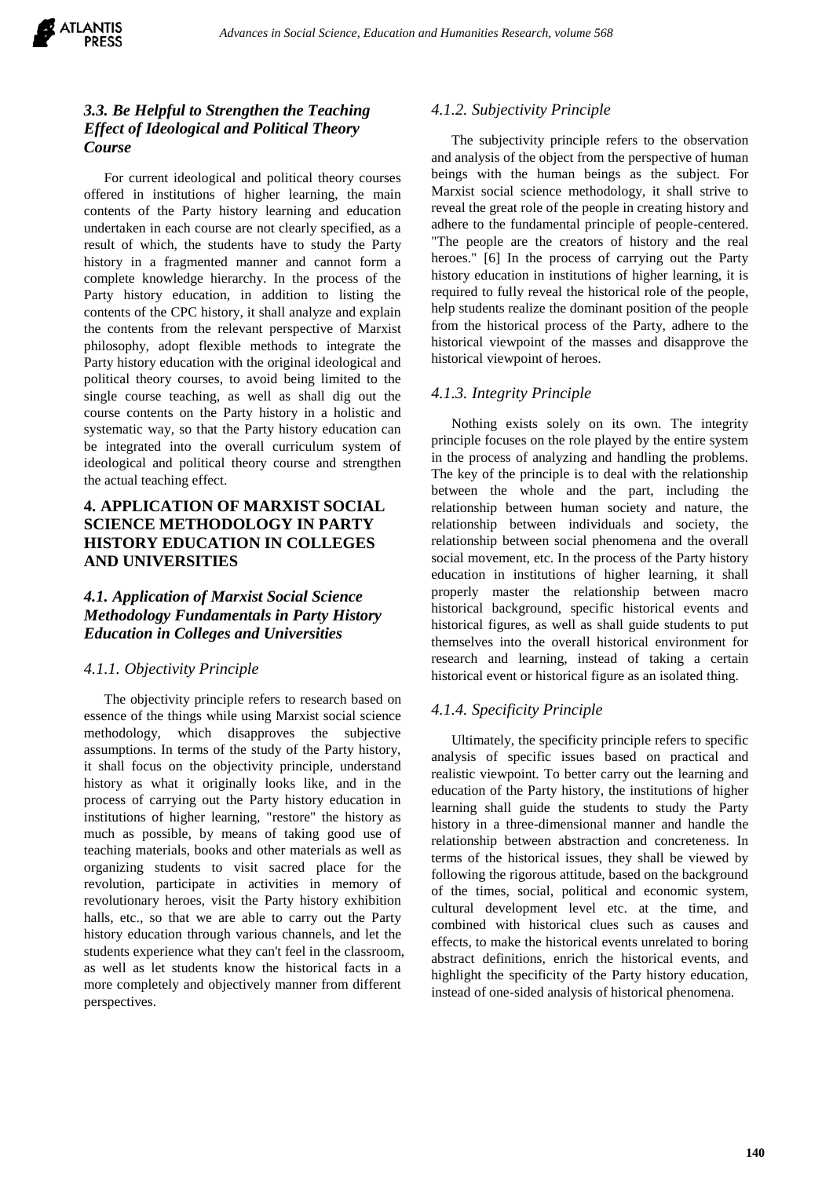### *3.3. Be Helpful to Strengthen the Teaching Effect of Ideological and Political Theory Course*

For current ideological and political theory courses offered in institutions of higher learning, the main contents of the Party history learning and education undertaken in each course are not clearly specified, as a result of which, the students have to study the Party history in a fragmented manner and cannot form a complete knowledge hierarchy. In the process of the Party history education, in addition to listing the contents of the CPC history, it shall analyze and explain the contents from the relevant perspective of Marxist philosophy, adopt flexible methods to integrate the Party history education with the original ideological and political theory courses, to avoid being limited to the single course teaching, as well as shall dig out the course contents on the Party history in a holistic and systematic way, so that the Party history education can be integrated into the overall curriculum system of ideological and political theory course and strengthen the actual teaching effect.

## 4. APPLICATION OF MARXIST SOCIAL SCIENCE METHODOLOGY IN PARTY HISTORY EDUCATION IN COLLEGES AND UNIVERSITIES

### *4.1. Application of Marxist Social Science Methodology Fundamentals in Party History Education in Colleges and Universities*

#### *4.1.1. Objectivity Principle*

The objectivity principle refers to research based on essence of the things while using Marxist social science methodology, which disapproves the subjective assumptions. In terms of the study of the Party history, it shall focus on the objectivity principle, understand history as what it originally looks like, and in the process of carrying out the Party history education in institutions of higher learning, "restore" the history as much as possible, by means of taking good use of teaching materials, books and other materials as well as organizing students to visit sacred place for the revolution, participate in activities in memory of revolutionary heroes, visit the Party history exhibition halls, etc., so that we are able to carry out the Party history education through various channels, and let the students experience what they can't feel in the classroom, as well as let students know the historical facts in a more completely and objectively manner from different perspectives.

#### *4.1.2. Subjectivity Principle*

The subjectivity principle refers to the observation and analysis of the object from the perspective of human beings with the human beings as the subject. For Marxist social science methodology, it shall strive to reveal the great role of the people in creating history and adhere to the fundamental principle of people-centered. "The people are the creators of history and the real heroes." [6] In the process of carrying out the Party history education in institutions of higher learning, it is required to fully reveal the historical role of the people, help students realize the dominant position of the people from the historical process of the Party, adhere to the historical viewpoint of the masses and disapprove the historical viewpoint of heroes.

#### *4.1.3. Integrity Principle*

Nothing exists solely on its own. The integrity principle focuses on the role played by the entire system in the process of analyzing and handling the problems. The key of the principle is to deal with the relationship between the whole and the part, including the relationship between human society and nature, the relationship between individuals and society, the relationship between social phenomena and the overall social movement, etc. In the process of the Party history education in institutions of higher learning, it shall properly master the relationship between macro historical background, specific historical events and historical figures, as well as shall guide students to put themselves into the overall historical environment for research and learning, instead of taking a certain historical event or historical figure as an isolated thing.

#### *4.1.4. Specificity Principle*

Ultimately, the specificity principle refers to specific analysis of specific issues based on practical and realistic viewpoint. To better carry out the learning and education of the Party history, the institutions of higher learning shall guide the students to study the Party history in a three-dimensional manner and handle the relationship between abstraction and concreteness. In terms of the historical issues, they shall be viewed by following the rigorous attitude, based on the background of the times, social, political and economic system, cultural development level etc. at the time, and combined with historical clues such as causes and effects, to make the historical events unrelated to boring abstract definitions, enrich the historical events, and highlight the specificity of the Party history education, instead of one-sided analysis of historical phenomena.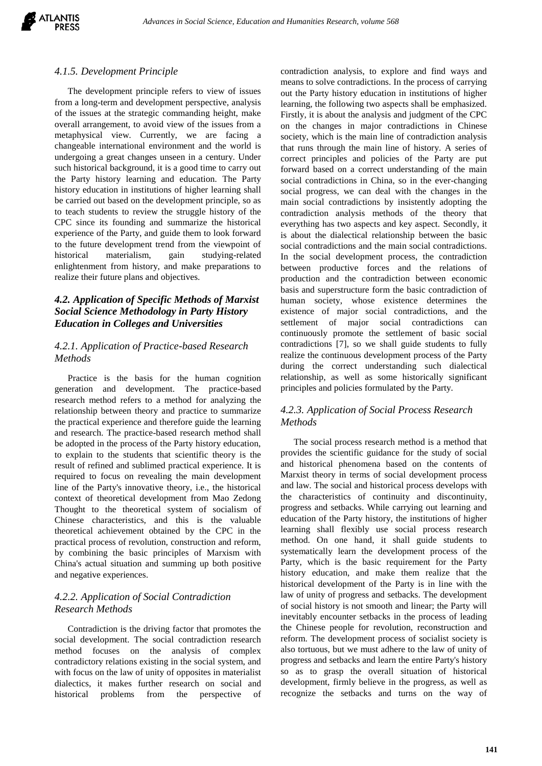#### *4.1.5. Development Principle*

The development principle refers to view of issues from a long-term and development perspective, analysis of the issues at the strategic commanding height, make overall arrangement, to avoid view of the issues from a metaphysical view. Currently, we are facing a changeable international environment and the world is undergoing a great changes unseen in a century. Under such historical background, it is a good time to carry out the Party history learning and education. The Party history education in institutions of higher learning shall be carried out based on the development principle, so as to teach students to review the struggle history of the CPC since its founding and summarize the historical experience of the Party, and guide them to look forward to the future development trend from the viewpoint of historical materialism, gain studying-related enlightenment from history, and make preparations to realize their future plans and objectives.

### *4.2. Application of Specific Methods of Marxist Social Science Methodology in Party History Education in Colleges and Universities*

#### *4.2.1. Application of Practice-based Research Methods*

Practice is the basis for the human cognition generation and development. The practice-based research method refers to a method for analyzing the relationship between theory and practice to summarize the practical experience and therefore guide the learning and research. The practice-based research method shall be adopted in the process of the Party history education, to explain to the students that scientific theory is the result of refined and sublimed practical experience. It is required to focus on revealing the main development line of the Party's innovative theory, i.e., the historical context of theoretical development from Mao Zedong Thought to the theoretical system of socialism of Chinese characteristics, and this is the valuable theoretical achievement obtained by the CPC in the practical process of revolution, construction and reform, by combining the basic principles of Marxism with China's actual situation and summing up both positive and negative experiences.

#### *4.2.2. Application of Social Contradiction Research Methods*

Contradiction is the driving factor that promotes the social development. The social contradiction research method focuses on the analysis of complex contradictory relations existing in the social system, and with focus on the law of unity of opposites in materialist dialectics, it makes further research on social and historical problems from the perspective of contradiction analysis, to explore and find ways and means to solve contradictions. In the process of carrying out the Party history education in institutions of higher learning, the following two aspects shall be emphasized. Firstly, it is about the analysis and judgment of the CPC on the changes in major contradictions in Chinese society, which is the main line of contradiction analysis that runs through the main line of history. A series of correct principles and policies of the Party are put forward based on a correct understanding of the main social contradictions in China, so in the ever-changing social progress, we can deal with the changes in the main social contradictions by insistently adopting the contradiction analysis methods of the theory that everything has two aspects and key aspect. Secondly, it is about the dialectical relationship between the basic social contradictions and the main social contradictions. In the social development process, the contradiction between productive forces and the relations of production and the contradiction between economic basis and superstructure form the basic contradiction of human society, whose existence determines the existence of major social contradictions, and the settlement of major social contradictions can continuously promote the settlement of basic social contradictions [7], so we shall guide students to fully realize the continuous development process of the Party during the correct understanding such dialectical relationship, as well as some historically significant principles and policies formulated by the Party.

#### *4.2.3. Application of Social Process Research Methods*

The social process research method is a method that provides the scientific guidance for the study of social and historical phenomena based on the contents of Marxist theory in terms of social development process and law. The social and historical process develops with the characteristics of continuity and discontinuity, progress and setbacks. While carrying out learning and education of the Party history, the institutions of higher learning shall flexibly use social process research method. On one hand, it shall guide students to systematically learn the development process of the Party, which is the basic requirement for the Party history education, and make them realize that the historical development of the Party is in line with the law of unity of progress and setbacks. The development of social history is not smooth and linear; the Party will inevitably encounter setbacks in the process of leading the Chinese people for revolution, reconstruction and reform. The development process of socialist society is also tortuous, but we must adhere to the law of unity of progress and setbacks and learn the entire Party's history so as to grasp the overall situation of historical development, firmly believe in the progress, as well as recognize the setbacks and turns on the way of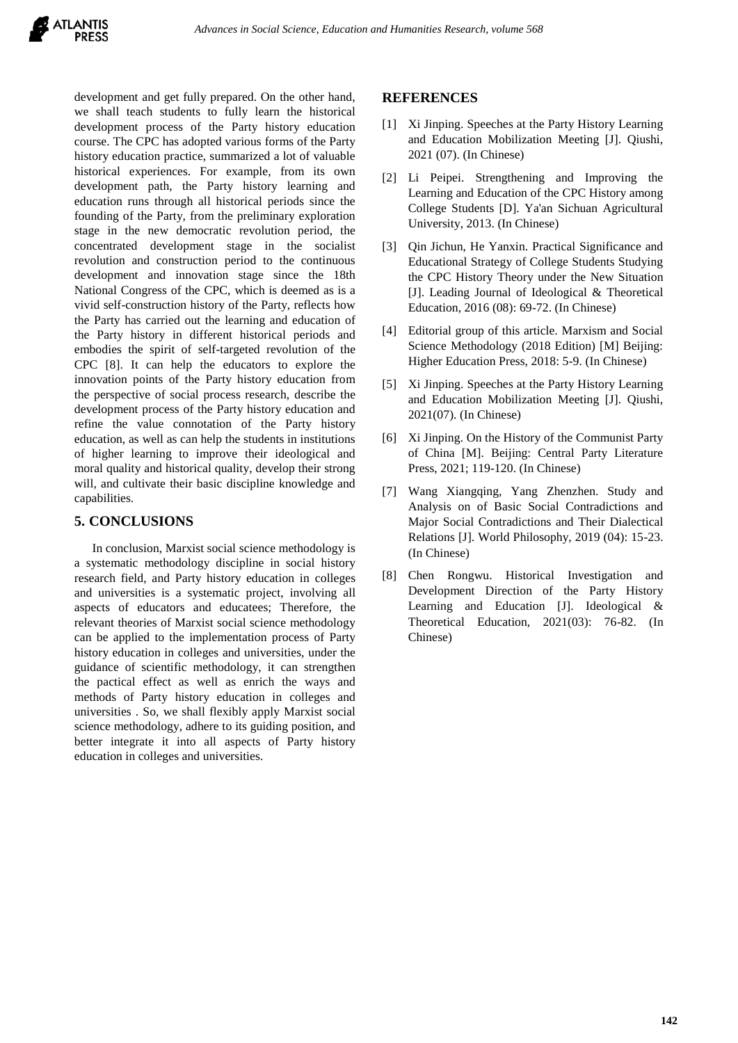development and get fully prepared. On the other hand, we shall teach students to fully learn the historical development process of the Party history education course. The CPC has adopted various forms of the Party history education practice, summarized a lot of valuable historical experiences. For example, from its own development path, the Party history learning and education runs through all historical periods since the founding of the Party, from the preliminary exploration stage in the new democratic revolution period, the concentrated development stage in the socialist revolution and construction period to the continuous development and innovation stage since the 18th National Congress of the CPC, which is deemed as is a vivid self-construction history of the Party, reflects how the Party has carried out the learning and education of the Party history in different historical periods and embodies the spirit of self-targeted revolution of the CPC [8]. It can help the educators to explore the innovation points of the Party history education from the perspective of social process research, describe the development process of the Party history education and refine the value connotation of the Party history education, as well as can help the students in institutions of higher learning to improve their ideological and moral quality and historical quality, develop their strong will, and cultivate their basic discipline knowledge and capabilities.

## 5. CONCLUSIONS

In conclusion, Marxist social science methodology is a systematic methodology discipline in social history research field, and Party history education in colleges and universities is a systematic project, involving all aspects of educators and educatees; Therefore, the relevant theories of Marxist social science methodology can be applied to the implementation process of Party history education in colleges and universities, under the guidance of scientific methodology, it can strengthen the pactical effect as well as enrich the ways and methods of Party history education in colleges and universities . So, we shall flexibly apply Marxist social science methodology, adhere to its guiding position, and better integrate it into all aspects of Party history education in colleges and universities.

## REFERENCES

[1] Xi Jinping. Speeches at the Party History Learning and Education Mobilization Meeting [J]. Qiushi, 2021 (07). (In Chinese)

[2] Li Peipei. Strengthening and Improving the Learning and Education of the CPC History among College Students [D]. Ya'an Sichuan Agricultural University, 2013. (In Chinese)

[3] Qin Jichun, He Yanxin. Practical Significance and Educational Strategy of College Students Studying the CPC History Theory under the New Situation [J]. Leading Journal of Ideological & Theoretical Education, 2016 (08): 69-72. (In Chinese)

[4] Editorial group of this article. Marxism and Social Science Methodology (2018 Edition) [M] Beijing: Higher Education Press, 2018: 5-9. (In Chinese)

[5] Xi Jinping. Speeches at the Party History Learning and Education Mobilization Meeting [J]. Qiushi, 2021(07). (In Chinese)

[6] Xi Jinping. On the History of the Communist Party of China [M]. Beijing: Central Party Literature Press, 2021; 119-120. (In Chinese)

[7] Wang Xiangqing, Yang Zhenzhen. Study and Analysis on of Basic Social Contradictions and Major Social Contradictions and Their Dialectical Relations [J]. World Philosophy, 2019 (04): 15-23. (In Chinese)

[8] Chen Rongwu. Historical Investigation and Development Direction of the Party History Learning and Education [J]. Ideological & Theoretical Education, 2021(03): 76-82. (In Chinese)